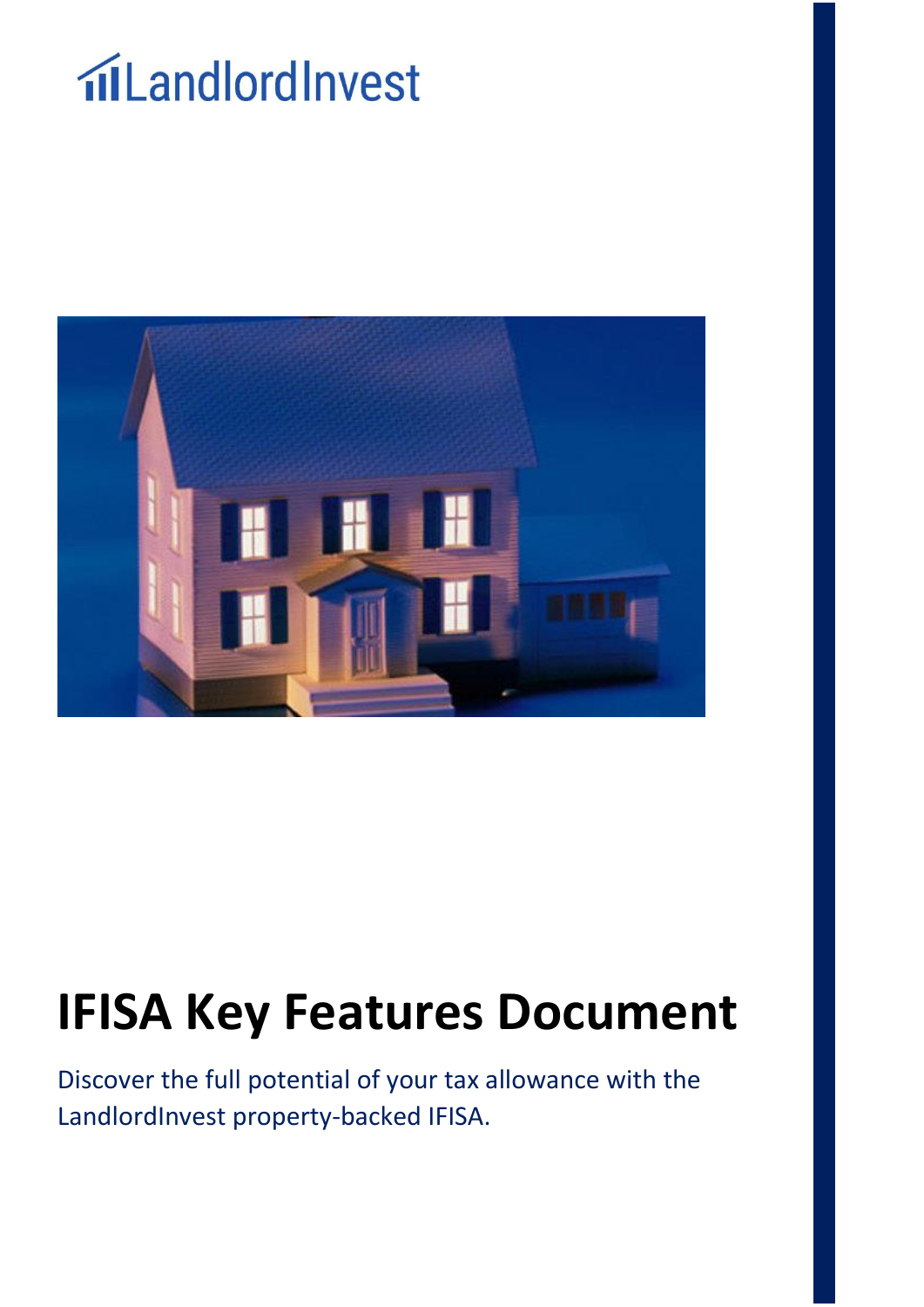LandlordInvest

# IFISA Key Features Document

Discover the full potential of your tax allowance with the LandlordInvest property-backed IFISA.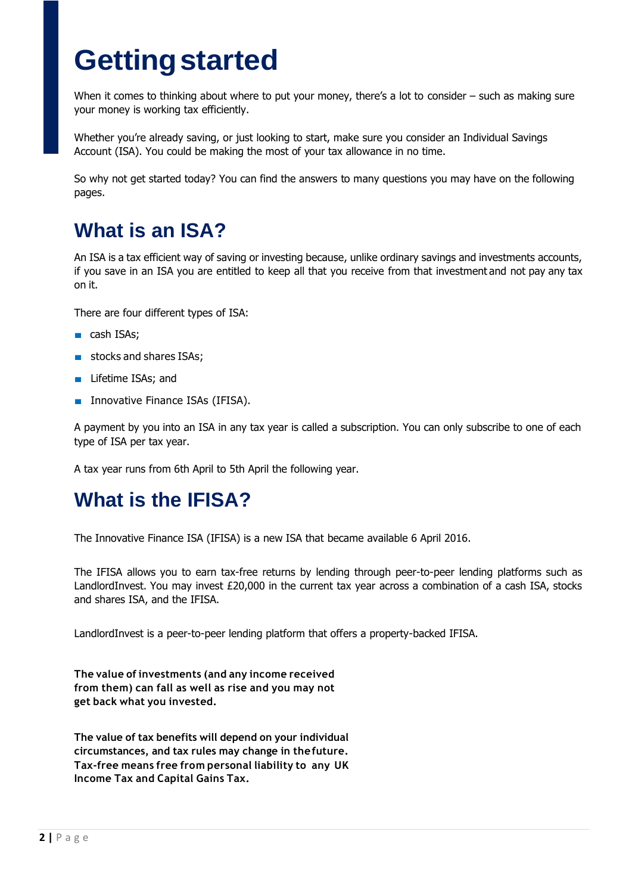# Getting started

When it comes to thinking about where to put your money, there's a lot to consider – such as making sure your money is working tax efficiently.

Whether you're already saving, or just looking to start, make sure you consider an Individual Savings Account (ISA). You could be making the most of your tax allowance in no time.

So why not get started today? You can find the answers to many questions you may have on the following pages.

## What is an ISA?

An ISA is a tax efficient way of saving or investing because, unlike ordinary savings and investments accounts, if you save in an ISA you are entitled to keep all that you receive from that investment and not pay any tax on it.

There are four different types of ISA:

- cash ISAs;
- stocks and shares ISAs;
- Lifetime ISAs; and
- Innovative Finance ISAs (IFISA).

A payment by you into an ISA in any tax year is called a subscription. You can only subscribe to one of each type of ISA per tax year.

A tax year runs from 6th April to 5th April the following year.

## What is the IFISA?

The Innovative Finance ISA (IFISA) is a new ISA that became available 6 April 2016.

The IFISA allows you to earn tax-free returns by lending through peer-to-peer lending platforms such as LandlordInvest. You may invest £20,000 in the current tax year across a combination of a cash ISA, stocks and shares ISA, and the IFISA.

LandlordInvest is a peer-to-peer lending platform that offers a property-backed IFISA.

**The value of investments (and any income received from them) can fall as well as rise and you may not get back what you invested.**

**The value of tax benefits will depend on your individual circumstances, and tax rules may change in the future. Tax-free means free from personal liability to any UK Income Tax and Capital Gains Tax.**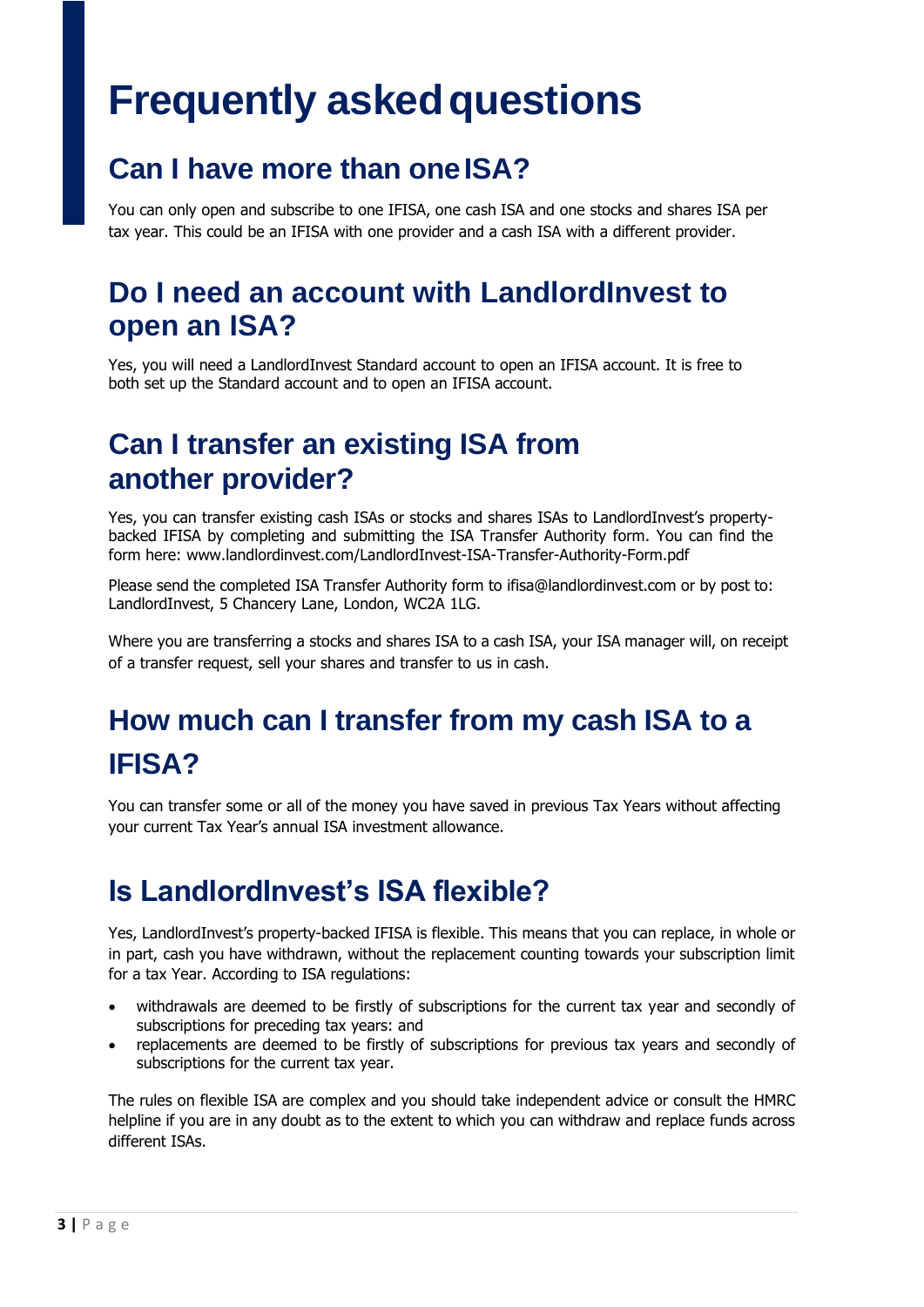# Frequently asked questions

## Can I have more than one ISA?

You can only open and subscribe to one IFISA, one cash ISA and one stocks and shares ISA per tax year. This could be an IFISA with one provider and a cash ISA with a different provider.

## Do I need an account with LandlordInvest to open an ISA?

Yes, you will need a LandlordInvest Standard account to open an IFISA account. It is free to both set up the Standard account and to open an IFISA account.

## Can I transfer an existing ISA from another provider?

Yes, you can transfer existing cash ISAs or stocks and shares ISAs to LandlordInvest's property-backed IFISA by completing and submitting the ISA Transfer Authority form. You can find the form here: www.landlordinvest.com/LandlordInvest-ISA-Transfer-Authority-Form.pdf

Please send the completed ISA Transfer Authority form to ifisa@landlordinvest.com or by post to: LandlordInvest, 5 Chancery Lane, London, WC2A 1LG.

Where you are transferring a stocks and shares ISA to a cash ISA, your ISA manager will, on receipt of a transfer request, sell your shares and transfer to us in cash.

## How much can I transfer from my cash ISA to a IFISA?

You can transfer some or all of the money you have saved in previous Tax Years without affecting your current Tax Year's annual ISA investment allowance.

## Is LandlordInvest's ISA flexible?

Yes, LandlordInvest's property-backed IFISA is flexible. This means that you can replace, in whole or in part, cash you have withdrawn, without the replacement counting towards your subscription limit for a tax Year. According to ISA regulations:

- withdrawals are deemed to be firstly of subscriptions for the current tax year and secondly of subscriptions for preceding tax years: and
- replacements are deemed to be firstly of subscriptions for previous tax years and secondly of subscriptions for the current tax year.

The rules on flexible ISA are complex and you should take independent advice or consult the HMRC helpline if you are in any doubt as to the extent to which you can withdraw and replace funds across different ISAs.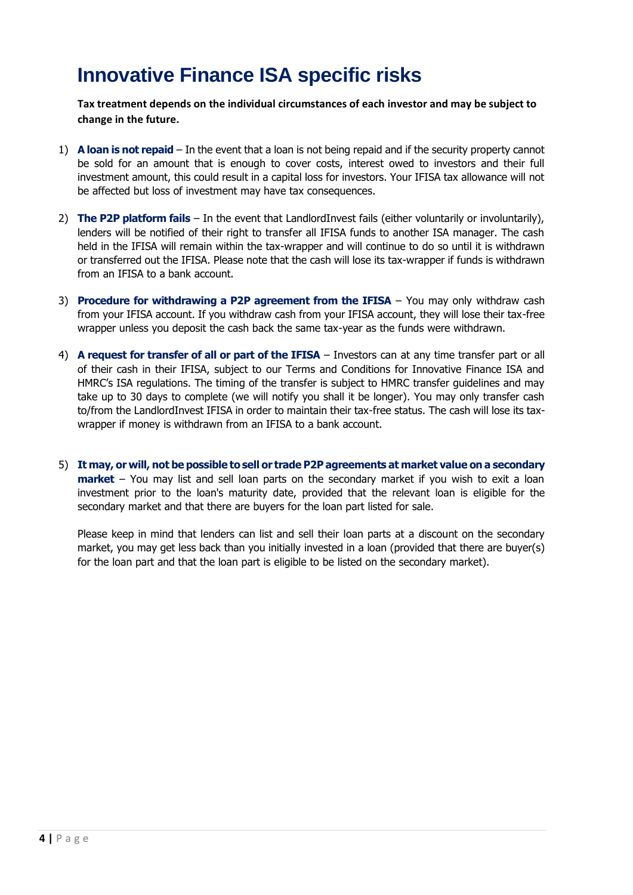# Innovative Finance ISA specific risks

**Tax treatment depends on the individual circumstances of each investor and may be subject to change in the future.**

1) **A loan is not repaid** – In the event that a loan is not being repaid and if the security property cannot be sold for an amount that is enough to cover costs, interest owed to investors and their full investment amount, this could result in a capital loss for investors. Your IFISA tax allowance will not be affected but loss of investment may have tax consequences.

2) **The P2P platform fails** – In the event that LandlordInvest fails (either voluntarily or involuntarily), lenders will be notified of their right to transfer all IFISA funds to another ISA manager. The cash held in the IFISA will remain within the tax-wrapper and will continue to do so until it is withdrawn or transferred out the IFISA. Please note that the cash will lose its tax-wrapper if funds is withdrawn from an IFISA to a bank account.

3) **Procedure for withdrawing a P2P agreement from the IFISA** – You may only withdraw cash from your IFISA account. If you withdraw cash from your IFISA account, they will lose their tax-free wrapper unless you deposit the cash back the same tax-year as the funds were withdrawn.

4) **A request for transfer of all or part of the IFISA** – Investors can at any time transfer part or all of their cash in their IFISA, subject to our Terms and Conditions for Innovative Finance ISA and HMRC's ISA regulations. The timing of the transfer is subject to HMRC transfer guidelines and may take up to 30 days to complete (we will notify you shall it be longer). You may only transfer cash to/from the LandlordInvest IFISA in order to maintain their tax-free status. The cash will lose its tax-wrapper if money is withdrawn from an IFISA to a bank account.

5) **It may, or will, not be possible to sell or trade P2P agreements at market value on a secondary market** – You may list and sell loan parts on the secondary market if you wish to exit a loan investment prior to the loan's maturity date, provided that the relevant loan is eligible for the secondary market and that there are buyers for the loan part listed for sale.

   Please keep in mind that lenders can list and sell their loan parts at a discount on the secondary market, you may get less back than you initially invested in a loan (provided that there are buyer(s) for the loan part and that the loan part is eligible to be listed on the secondary market).